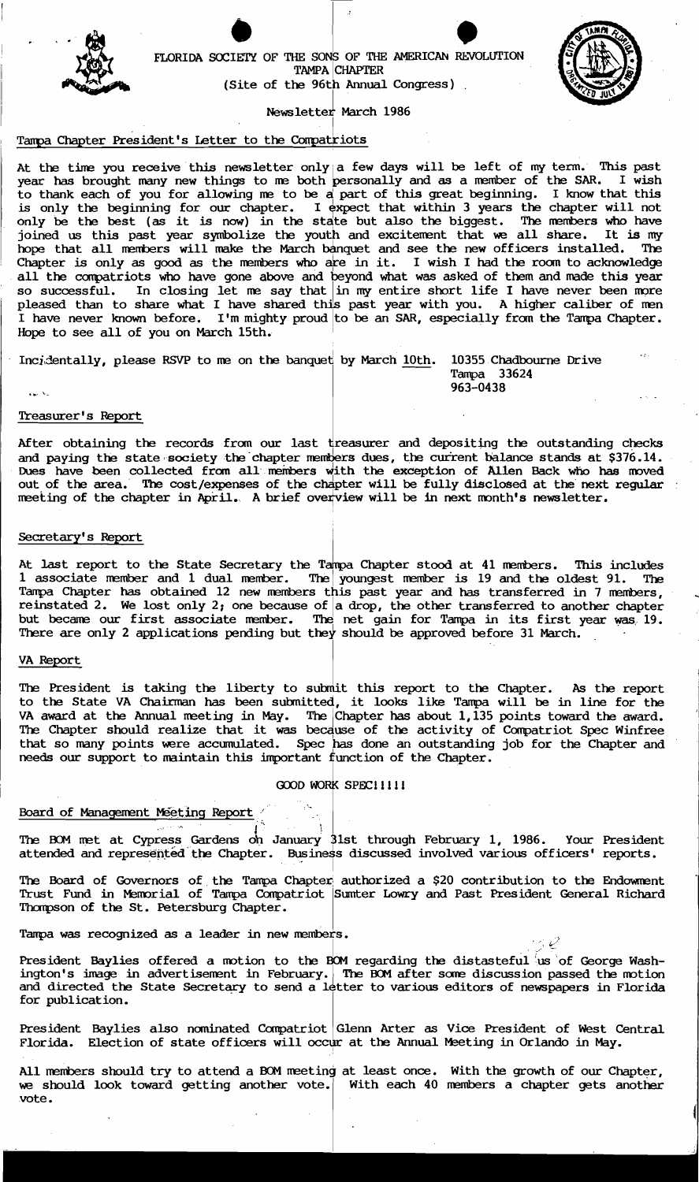FLORIDA SOCIETY OF THE SONS OF THE AMERICAN REVOLUTION
TAMPA CHAPTER
(Site of the 96th Annual Congress)

Newsletter March 1986

## Tampa Chapter President's Letter to the Compatriots

At the time you receive this newsletter only a few days will be left of my term. This past year has brought many new things to me both personally and as a member of the SAR. I wish to thank each of you for allowing me to be a part of this great beginning. I know that this is only the beginning for our chapter. I expect that within 3 years the chapter will not only be the best (as it is now) in the state but also the biggest. The members who have joined us this past year symbolize the youth and excitement that we all share. It is my hope that all members will make the March banquet and see the new officers installed. The Chapter is only as good as the members who are in it. I wish I had the room to acknowledge all the compatriots who have gone above and beyond what was asked of them and made this year so successful. In closing let me say that in my entire short life I have never been more pleased than to share what I have shared this past year with you. A higher caliber of men I have never known before. I'm mighty proud to be an SAR, especially from the Tampa Chapter. Hope to see all of you on March 15th.

Incidentally, please RSVP to me on the banquet by March <u>10th</u>. 10355 Chadbourne Drive
Tampa 33624
963-0438

## Treasurer's Report

After obtaining the records from our last treasurer and depositing the outstanding checks and paying the state society the chapter members dues, the current balance stands at $376.14. Dues have been collected from all members with the exception of Allen Back who has moved out of the area. The cost/expenses of the chapter will be fully disclosed at the next regular meeting of the chapter in April. A brief overview will be in next month's newsletter.

## Secretary's Report

At last report to the State Secretary the Tampa Chapter stood at 41 members. This includes 1 associate member and 1 dual member. The youngest member is 19 and the oldest 91. The Tampa Chapter has obtained 12 new members this past year and has transferred in 7 members, reinstated 2. We lost only 2; one because of a drop, the other transferred to another chapter but became our first associate member. The net gain for Tampa in its first year was 19. There are only 2 applications pending but they should be approved before 31 March.

## VA Report

The President is taking the liberty to submit this report to the Chapter. As the report to the State VA Chairman has been submitted, it looks like Tampa will be in line for the VA award at the Annual meeting in May. The Chapter has about 1,135 points toward the award. The Chapter should realize that it was because of the activity of Compatriot Spec Winfree that so many points were accumulated. Spec has done an outstanding job for the Chapter and needs our support to maintain this important function of the Chapter.

GOOD WORK SPEC!!!!!

## Board of Management Meeting Report

The BOM met at Cypress Gardens on January 31st through February 1, 1986. Your President attended and represented the Chapter. Business discussed involved various officers' reports.

The Board of Governors of the Tampa Chapter authorized a $20 contribution to the Endowment Trust Fund in Memorial of Tampa Compatriot Sumter Lowry and Past President General Richard Thompson of the St. Petersburg Chapter.

Tampa was recognized as a leader in new members.

President Baylies offered a motion to the BOM regarding the distasteful us of George Washington's image in advertisement in February. The BOM after some discussion passed the motion and directed the State Secretary to send a letter to various editors of newspapers in Florida for publication.

President Baylies also nominated Compatriot Glenn Arter as Vice President of West Central Florida. Election of state officers will occur at the Annual Meeting in Orlando in May.

All members should try to attend a BOM meeting at least once. With the growth of our Chapter, we should look toward getting another vote. With each 40 members a chapter gets another vote.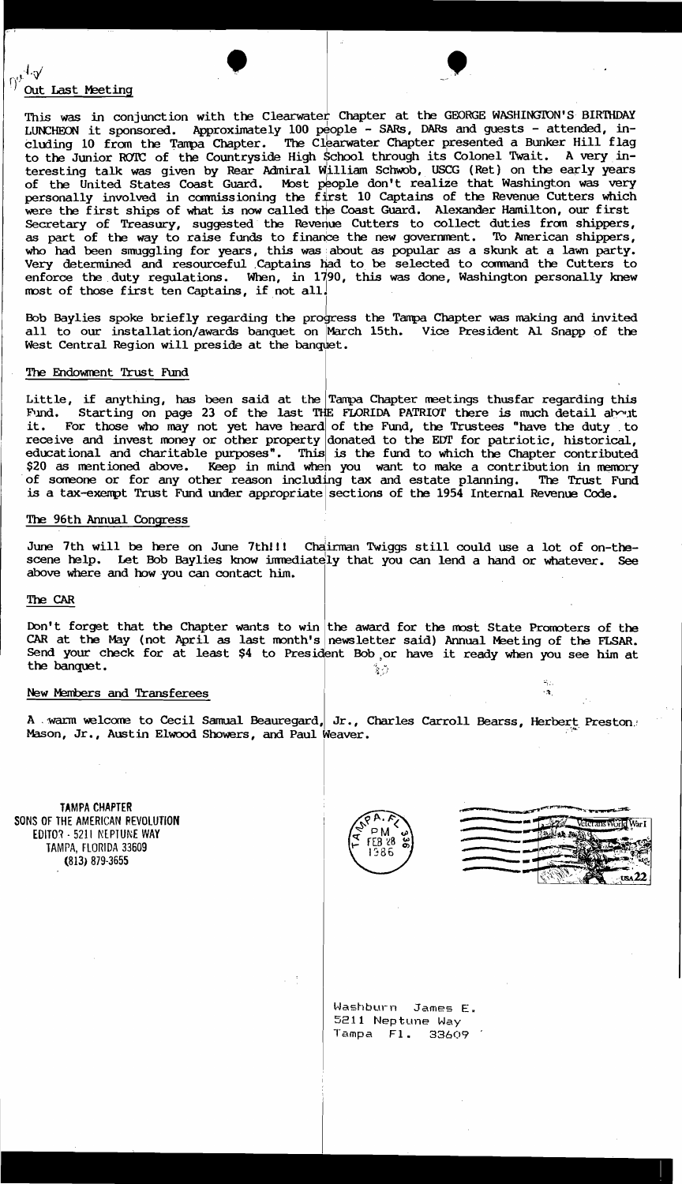## Out Last Meeting

This was in conjunction with the Clearwater Chapter at the GEORGE WASHINGTON'S BIRTHDAY LUNCHEON it sponsored. Approximately 100 people - SARs, DARs and guests - attended, including 10 from the Tampa Chapter. The Clearwater Chapter presented a Bunker Hill flag to the Junior ROTC of the Countryside High School through its Colonel Twait. A very interesting talk was given by Rear Admiral William Schwob, USCG (Ret) on the early years of the United States Coast Guard. Most people don't realize that Washington was very personally involved in commissioning the first 10 Captains of the Revenue Cutters which were the first ships of what is now called the Coast Guard. Alexander Hamilton, our first Secretary of Treasury, suggested the Revenue Cutters to collect duties from shippers, as part of the way to raise funds to finance the new government. To American shippers, who had been smuggling for years, this was about as popular as a skunk at a lawn party. Very determined and resourceful Captains had to be selected to command the Cutters to enforce the duty regulations. When, in 1790, this was done, Washington personally knew most of those first ten Captains, if not all.

Bob Baylies spoke briefly regarding the progress the Tampa Chapter was making and invited all to our installation/awards banquet on March 15th. Vice President Al Snapp of the West Central Region will preside at the banquet.

## The Endowment Trust Fund

Little, if anything, has been said at the Tampa Chapter meetings thusfar regarding this Fund. Starting on page 23 of the last THE FLORIDA PATRIOT there is much detail about it. For those who may not yet have heard of the Fund, the Trustees "have the duty to receive and invest money or other property donated to the EDT for patriotic, historical, educational and charitable purposes". This is the fund to which the Chapter contributed $20 as mentioned above. Keep in mind when you want to make a contribution in memory of someone or for any other reason including tax and estate planning. The Trust Fund is a tax-exempt Trust Fund under appropriate sections of the 1954 Internal Revenue Code.

## The 96th Annual Congress

June 7th will be here on June 7th!!! Chairman Twiggs still could use a lot of on-the-scene help. Let Bob Baylies know immediately that you can lend a hand or whatever. See above where and how you can contact him.

## The CAR

Don't forget that the Chapter wants to win the award for the most State Promoters of the CAR at the May (not April as last month's newsletter said) Annual Meeting of the FLSAR. Send your check for at least $4 to President Bob or have it ready when you see him at the banquet.

## New Members and Transferees

A warm welcome to Cecil Samual Beauregard, Jr., Charles Carroll Bearss, Herbert Preston Mason, Jr., Austin Elwood Showers, and Paul Weaver.

TAMPA CHAPTER
SONS OF THE AMERICAN REVOLUTION
EDITOR - 5211 NEPTUNE WAY
TAMPA, FLORIDA 33609
(813) 879-3655

TAMPA, FL PM FEB 28 1986

Veterans World War I USA 22

Washburn James E.
5211 Neptune Way
Tampa Fl. 33609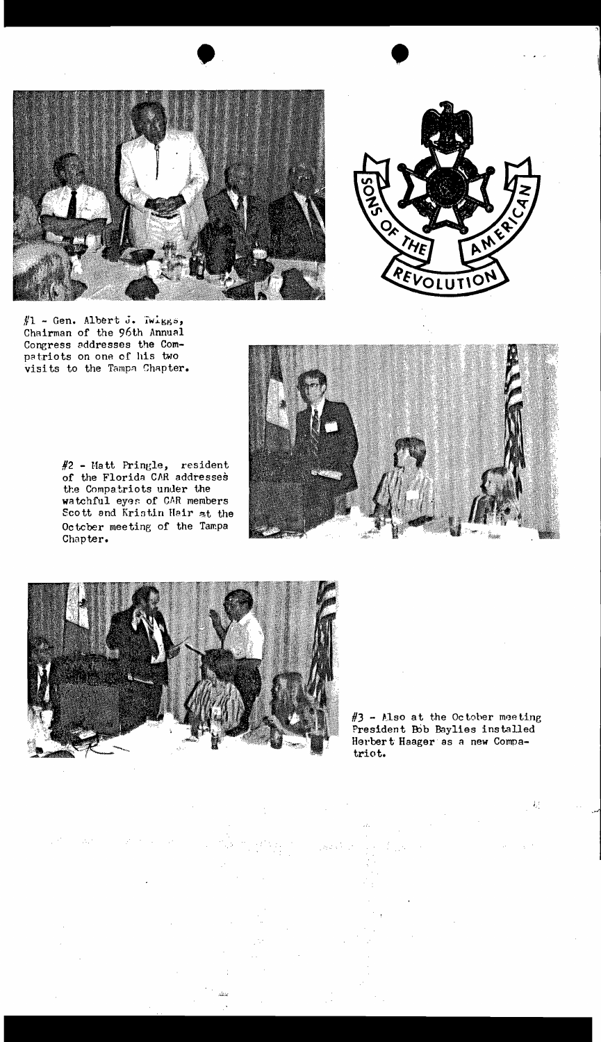#1 - Gen. Albert J. Twiggs, Chairman of the 96th Annual Congress addresses the Compatriots on one of his two visits to the Tampa Chapter.

#2 - Matt Pringle, resident of the Florida CAR addresses the Compatriots under the watchful eyes of CAR members Scott and Kristin Hair at the October meeting of the Tampa Chapter.

#3 - Also at the October meeting President Bob Baylies installed Herbert Haager as a new Compatriot.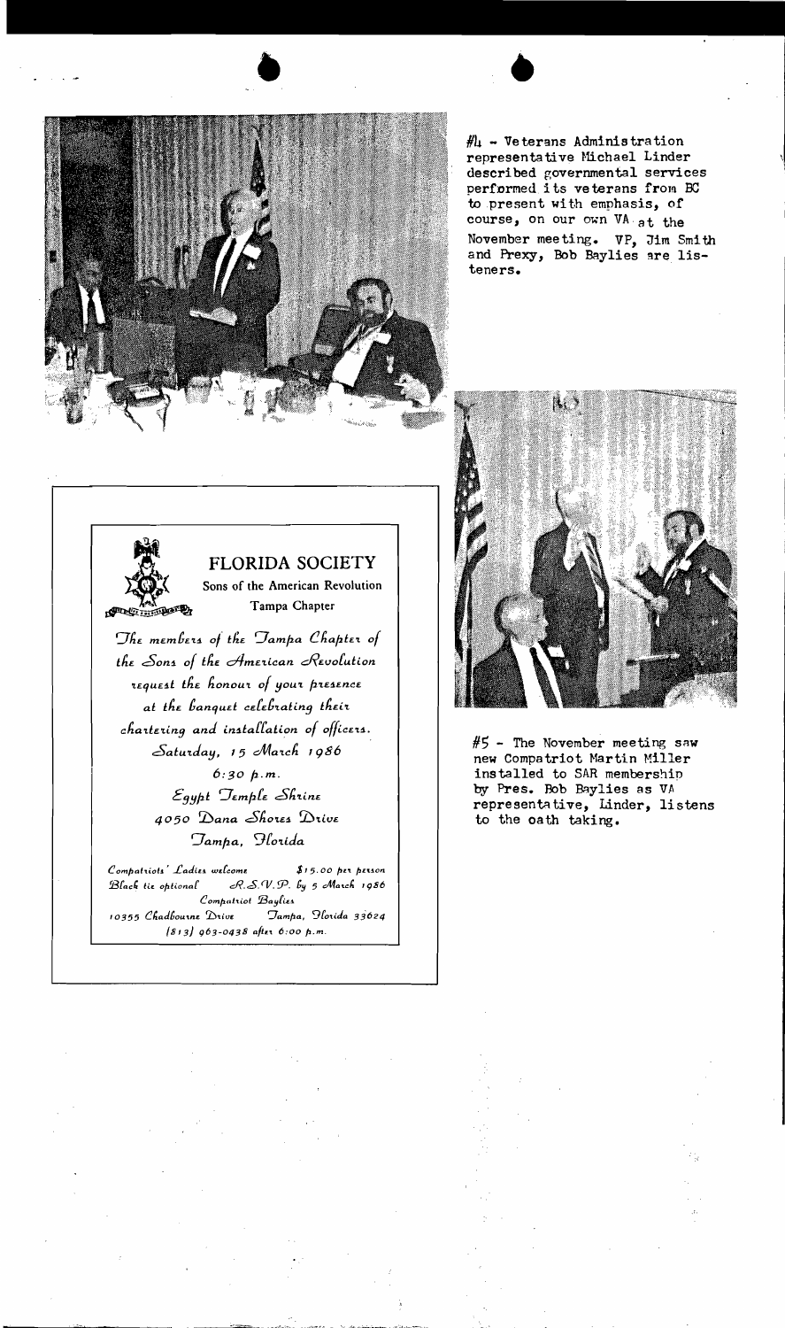#4 - Veterans Administration representative Michael Linder described governmental services performed its veterans from BC to present with emphasis, of course, on our own VA at the November meeting. VP, Jim Smith and Prexy, Bob Baylies are listeners.

## FLORIDA SOCIETY

Sons of the American Revolution

Tampa Chapter

*The members of the Tampa Chapter of the Sons of the American Revolution request the honour of your presence at the banquet celebrating their chartering and installation of officers.*

*Saturday, 15 March 1986*

*6:30 p.m.*

*Egypt Temple Shrine*

*4050 Dana Shores Drive*

*Tampa, Florida*

*Compatriots' Ladies welcome* — *$15.00 per person*

*Black tie optional* — *R.S.V.P. by 5 March 1986*

*Compatriot Baylies*

*10355 Chadbourne Drive* — *Tampa, Florida 33624*

*(813) 963-0438 after 6:00 p.m.*

#5 - The November meeting saw new Compatriot Martin Miller installed to SAR membership by Pres. Bob Baylies as VA representative, Linder, listens to the oath taking.